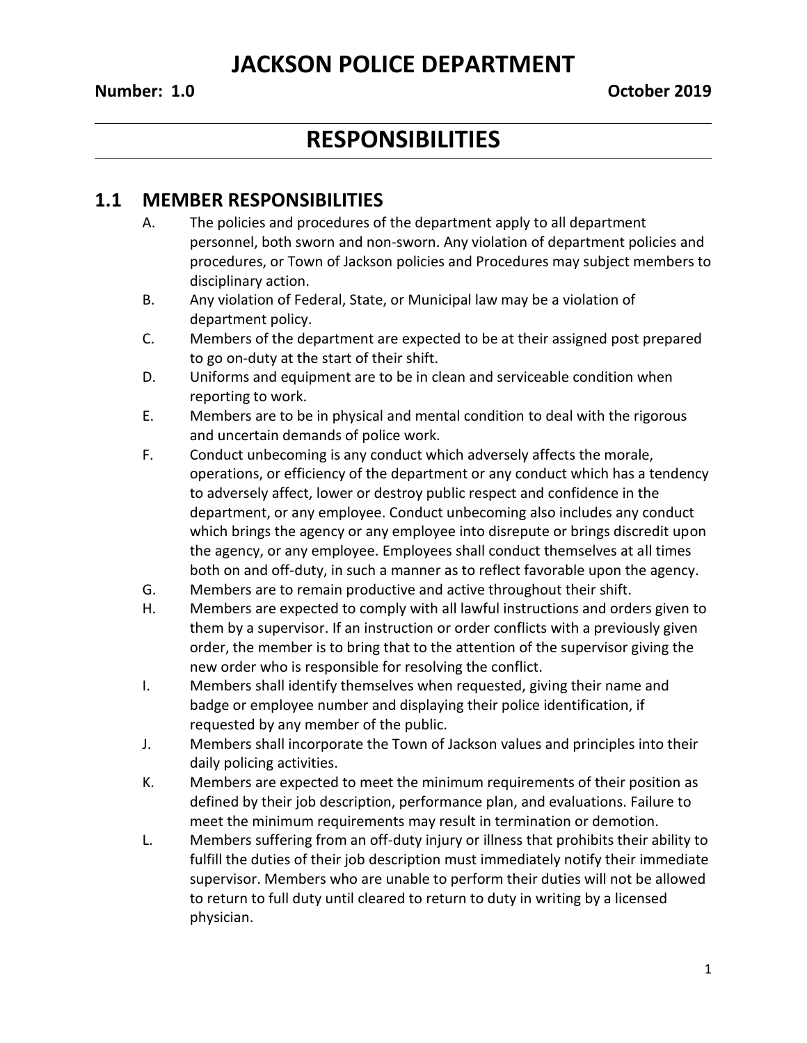# JACKSON POLICE DEPARTMENT

**Number: 1.0** **October 2019**

## RESPONSIBILITIES

### 1.1 MEMBER RESPONSIBILITIES

A. The policies and procedures of the department apply to all department personnel, both sworn and non-sworn. Any violation of department policies and procedures, or Town of Jackson policies and Procedures may subject members to disciplinary action.

B. Any violation of Federal, State, or Municipal law may be a violation of department policy.

C. Members of the department are expected to be at their assigned post prepared to go on-duty at the start of their shift.

D. Uniforms and equipment are to be in clean and serviceable condition when reporting to work.

E. Members are to be in physical and mental condition to deal with the rigorous and uncertain demands of police work.

F. Conduct unbecoming is any conduct which adversely affects the morale, operations, or efficiency of the department or any conduct which has a tendency to adversely affect, lower or destroy public respect and confidence in the department, or any employee. Conduct unbecoming also includes any conduct which brings the agency or any employee into disrepute or brings discredit upon the agency, or any employee. Employees shall conduct themselves at all times both on and off-duty, in such a manner as to reflect favorable upon the agency.

G. Members are to remain productive and active throughout their shift.

H. Members are expected to comply with all lawful instructions and orders given to them by a supervisor. If an instruction or order conflicts with a previously given order, the member is to bring that to the attention of the supervisor giving the new order who is responsible for resolving the conflict.

I. Members shall identify themselves when requested, giving their name and badge or employee number and displaying their police identification, if requested by any member of the public.

J. Members shall incorporate the Town of Jackson values and principles into their daily policing activities.

K. Members are expected to meet the minimum requirements of their position as defined by their job description, performance plan, and evaluations. Failure to meet the minimum requirements may result in termination or demotion.

L. Members suffering from an off-duty injury or illness that prohibits their ability to fulfill the duties of their job description must immediately notify their immediate supervisor. Members who are unable to perform their duties will not be allowed to return to full duty until cleared to return to duty in writing by a licensed physician.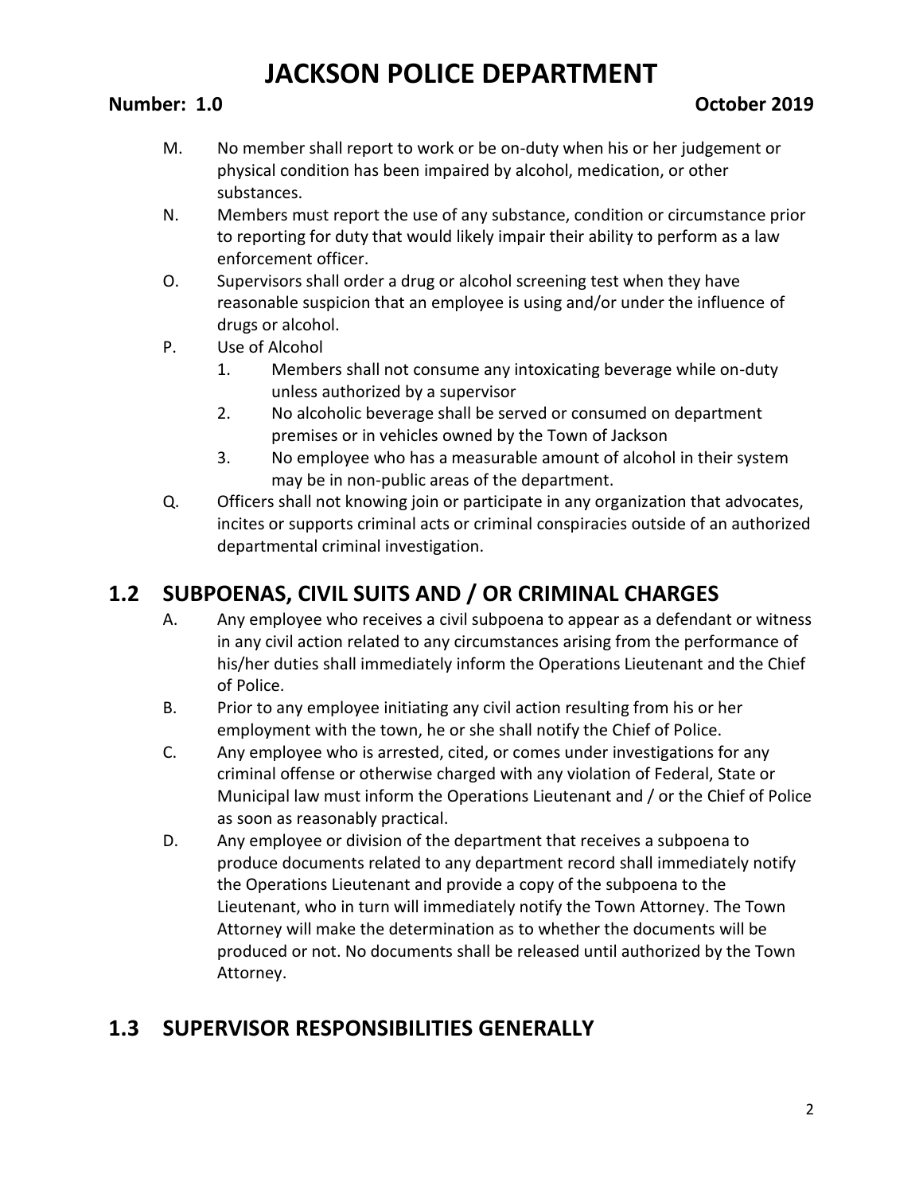M. No member shall report to work or be on-duty when his or her judgement or physical condition has been impaired by alcohol, medication, or other substances.

N. Members must report the use of any substance, condition or circumstance prior to reporting for duty that would likely impair their ability to perform as a law enforcement officer.

O. Supervisors shall order a drug or alcohol screening test when they have reasonable suspicion that an employee is using and/or under the influence of drugs or alcohol.

P. Use of Alcohol

1. Members shall not consume any intoxicating beverage while on-duty unless authorized by a supervisor
2. No alcoholic beverage shall be served or consumed on department premises or in vehicles owned by the Town of Jackson
3. No employee who has a measurable amount of alcohol in their system may be in non-public areas of the department.

Q. Officers shall not knowing join or participate in any organization that advocates, incites or supports criminal acts or criminal conspiracies outside of an authorized departmental criminal investigation.

## 1.2 SUBPOENAS, CIVIL SUITS AND / OR CRIMINAL CHARGES

A. Any employee who receives a civil subpoena to appear as a defendant or witness in any civil action related to any circumstances arising from the performance of his/her duties shall immediately inform the Operations Lieutenant and the Chief of Police.

B. Prior to any employee initiating any civil action resulting from his or her employment with the town, he or she shall notify the Chief of Police.

C. Any employee who is arrested, cited, or comes under investigations for any criminal offense or otherwise charged with any violation of Federal, State or Municipal law must inform the Operations Lieutenant and / or the Chief of Police as soon as reasonably practical.

D. Any employee or division of the department that receives a subpoena to produce documents related to any department record shall immediately notify the Operations Lieutenant and provide a copy of the subpoena to the Lieutenant, who in turn will immediately notify the Town Attorney. The Town Attorney will make the determination as to whether the documents will be produced or not. No documents shall be released until authorized by the Town Attorney.

## 1.3 SUPERVISOR RESPONSIBILITIES GENERALLY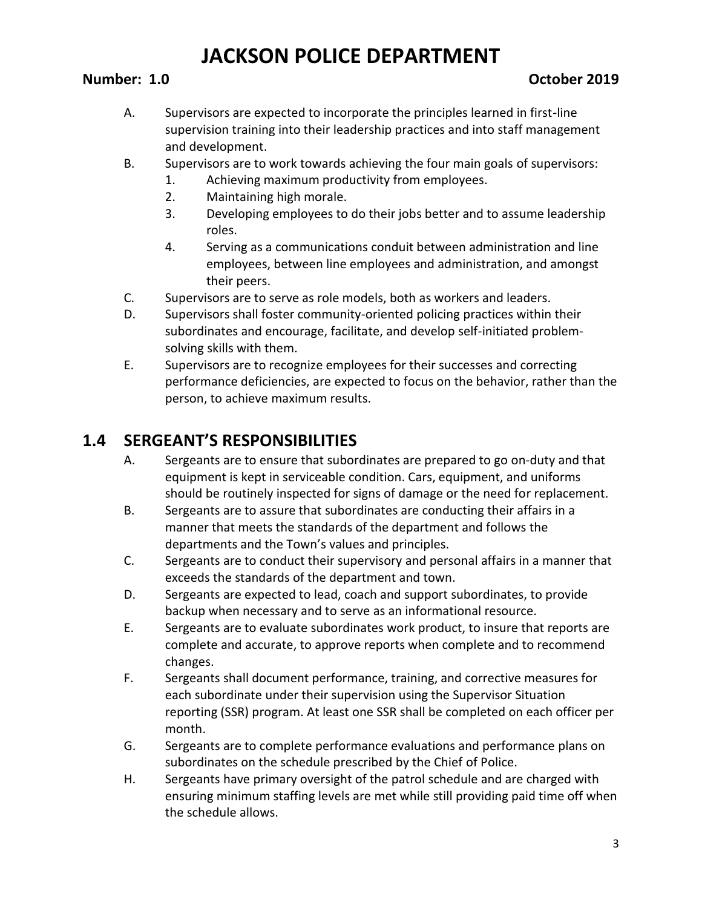A. Supervisors are expected to incorporate the principles learned in first-line supervision training into their leadership practices and into staff management and development.

B. Supervisors are to work towards achieving the four main goals of supervisors:
   1. Achieving maximum productivity from employees.
   2. Maintaining high morale.
   3. Developing employees to do their jobs better and to assume leadership roles.
   4. Serving as a communications conduit between administration and line employees, between line employees and administration, and amongst their peers.

C. Supervisors are to serve as role models, both as workers and leaders.

D. Supervisors shall foster community-oriented policing practices within their subordinates and encourage, facilitate, and develop self-initiated problem-solving skills with them.

E. Supervisors are to recognize employees for their successes and correcting performance deficiencies, are expected to focus on the behavior, rather than the person, to achieve maximum results.

## 1.4 SERGEANT'S RESPONSIBILITIES

A. Sergeants are to ensure that subordinates are prepared to go on-duty and that equipment is kept in serviceable condition. Cars, equipment, and uniforms should be routinely inspected for signs of damage or the need for replacement.

B. Sergeants are to assure that subordinates are conducting their affairs in a manner that meets the standards of the department and follows the departments and the Town's values and principles.

C. Sergeants are to conduct their supervisory and personal affairs in a manner that exceeds the standards of the department and town.

D. Sergeants are expected to lead, coach and support subordinates, to provide backup when necessary and to serve as an informational resource.

E. Sergeants are to evaluate subordinates work product, to insure that reports are complete and accurate, to approve reports when complete and to recommend changes.

F. Sergeants shall document performance, training, and corrective measures for each subordinate under their supervision using the Supervisor Situation reporting (SSR) program. At least one SSR shall be completed on each officer per month.

G. Sergeants are to complete performance evaluations and performance plans on subordinates on the schedule prescribed by the Chief of Police.

H. Sergeants have primary oversight of the patrol schedule and are charged with ensuring minimum staffing levels are met while still providing paid time off when the schedule allows.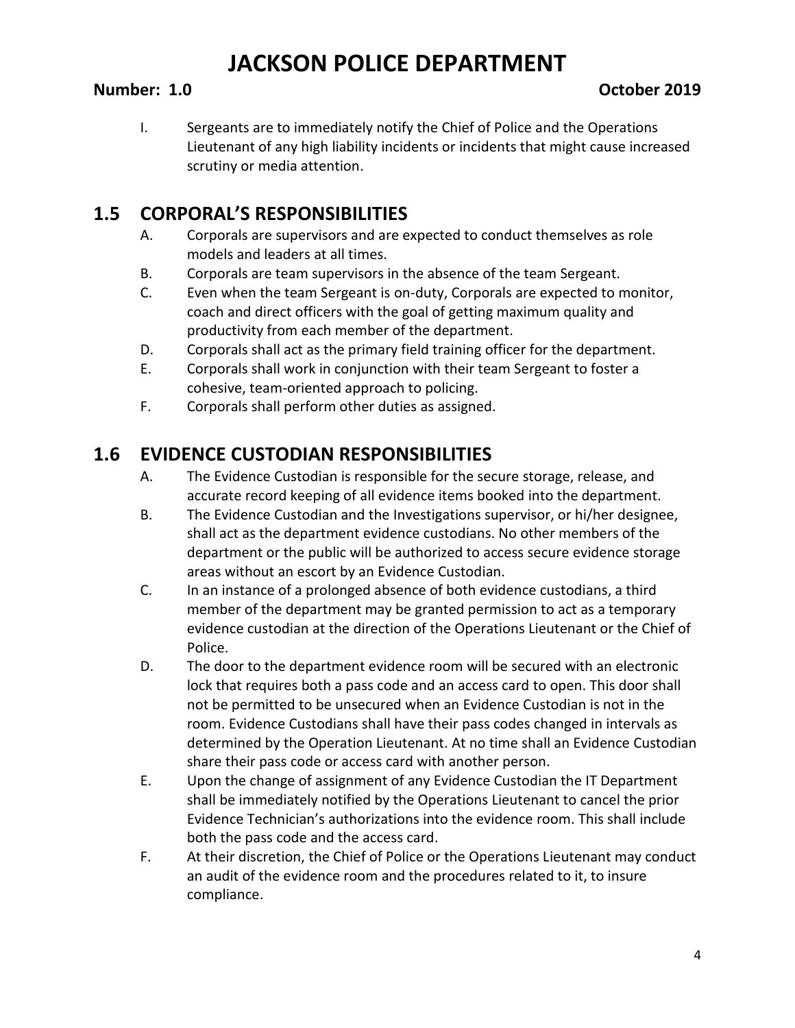I. Sergeants are to immediately notify the Chief of Police and the Operations Lieutenant of any high liability incidents or incidents that might cause increased scrutiny or media attention.

## 1.5 CORPORAL'S RESPONSIBILITIES

A. Corporals are supervisors and are expected to conduct themselves as role models and leaders at all times.

B. Corporals are team supervisors in the absence of the team Sergeant.

C. Even when the team Sergeant is on-duty, Corporals are expected to monitor, coach and direct officers with the goal of getting maximum quality and productivity from each member of the department.

D. Corporals shall act as the primary field training officer for the department.

E. Corporals shall work in conjunction with their team Sergeant to foster a cohesive, team-oriented approach to policing.

F. Corporals shall perform other duties as assigned.

## 1.6 EVIDENCE CUSTODIAN RESPONSIBILITIES

A. The Evidence Custodian is responsible for the secure storage, release, and accurate record keeping of all evidence items booked into the department.

B. The Evidence Custodian and the Investigations supervisor, or hi/her designee, shall act as the department evidence custodians. No other members of the department or the public will be authorized to access secure evidence storage areas without an escort by an Evidence Custodian.

C. In an instance of a prolonged absence of both evidence custodians, a third member of the department may be granted permission to act as a temporary evidence custodian at the direction of the Operations Lieutenant or the Chief of Police.

D. The door to the department evidence room will be secured with an electronic lock that requires both a pass code and an access card to open. This door shall not be permitted to be unsecured when an Evidence Custodian is not in the room. Evidence Custodians shall have their pass codes changed in intervals as determined by the Operation Lieutenant. At no time shall an Evidence Custodian share their pass code or access card with another person.

E. Upon the change of assignment of any Evidence Custodian the IT Department shall be immediately notified by the Operations Lieutenant to cancel the prior Evidence Technician's authorizations into the evidence room. This shall include both the pass code and the access card.

F. At their discretion, the Chief of Police or the Operations Lieutenant may conduct an audit of the evidence room and the procedures related to it, to insure compliance.